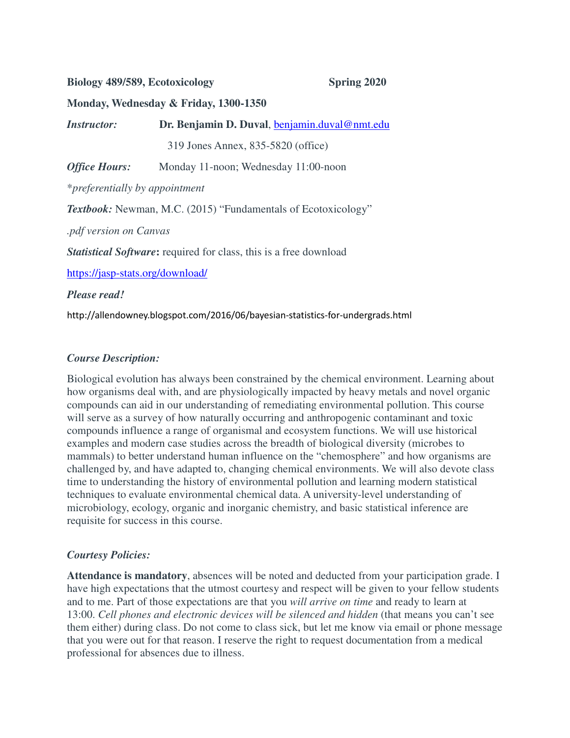**Biology 489/589, Ecotoxicology** **Spring 2020**

**Monday, Wednesday & Friday, 1300-1350**

***Instructor:*** **Dr. Benjamin D. Duval**, benjamin.duval@nmt.edu

319 Jones Annex, 835-5820 (office)

***Office Hours:*** Monday 11-noon; Wednesday 11:00-noon

*\*preferentially by appointment*

***Textbook:*** Newman, M.C. (2015) "Fundamentals of Ecotoxicology"

*.pdf version on Canvas*

***Statistical Software*:** required for class, this is a free download

https://jasp-stats.org/download/

***Please read!***

http://allendowney.blogspot.com/2016/06/bayesian-statistics-for-undergrads.html

***Course Description:***

Biological evolution has always been constrained by the chemical environment. Learning about how organisms deal with, and are physiologically impacted by heavy metals and novel organic compounds can aid in our understanding of remediating environmental pollution. This course will serve as a survey of how naturally occurring and anthropogenic contaminant and toxic compounds influence a range of organismal and ecosystem functions. We will use historical examples and modern case studies across the breadth of biological diversity (microbes to mammals) to better understand human influence on the "chemosphere" and how organisms are challenged by, and have adapted to, changing chemical environments. We will also devote class time to understanding the history of environmental pollution and learning modern statistical techniques to evaluate environmental chemical data. A university-level understanding of microbiology, ecology, organic and inorganic chemistry, and basic statistical inference are requisite for success in this course.

***Courtesy Policies:***

**Attendance is mandatory**, absences will be noted and deducted from your participation grade. I have high expectations that the utmost courtesy and respect will be given to your fellow students and to me. Part of those expectations are that you *will arrive on time* and ready to learn at 13:00. *Cell phones and electronic devices will be silenced and hidden* (that means you can't see them either) during class. Do not come to class sick, but let me know via email or phone message that you were out for that reason. I reserve the right to request documentation from a medical professional for absences due to illness.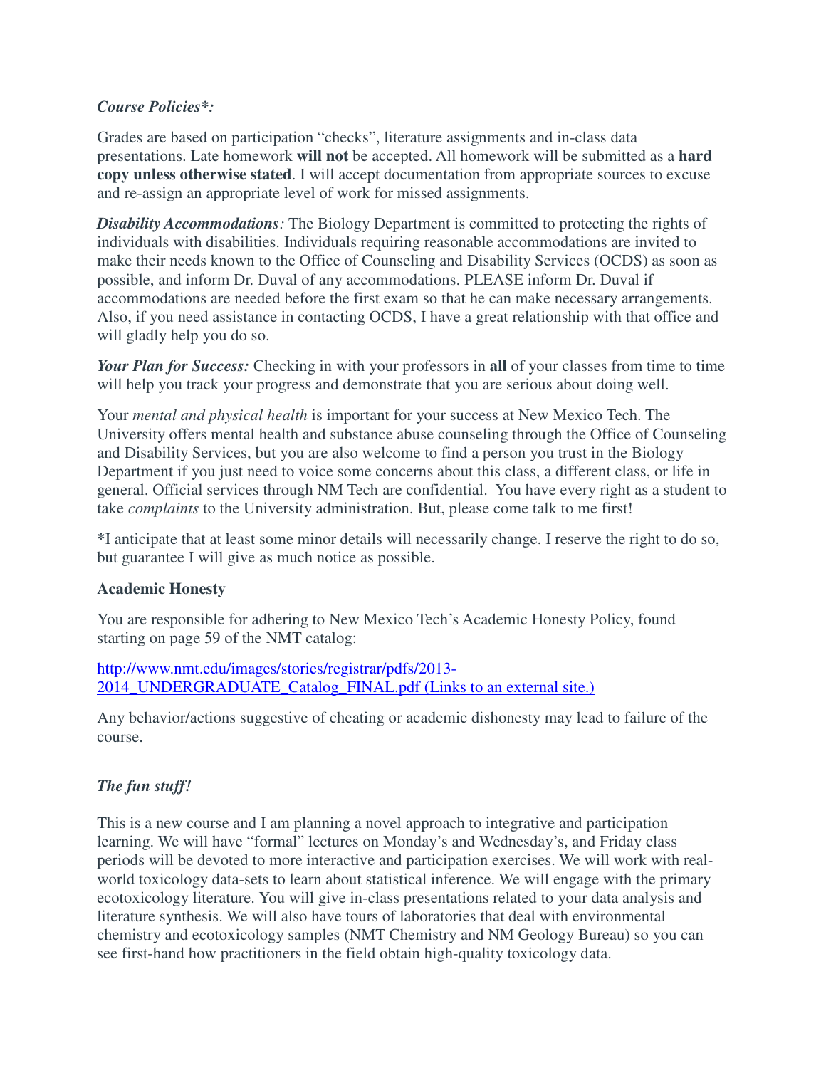***Course Policies*:***

Grades are based on participation “checks”, literature assignments and in-class data presentations. Late homework **will not** be accepted. All homework will be submitted as a **hard copy unless otherwise stated**. I will accept documentation from appropriate sources to excuse and re-assign an appropriate level of work for missed assignments.

***Disability Accommodations**:* The Biology Department is committed to protecting the rights of individuals with disabilities. Individuals requiring reasonable accommodations are invited to make their needs known to the Office of Counseling and Disability Services (OCDS) as soon as possible, and inform Dr. Duval of any accommodations. PLEASE inform Dr. Duval if accommodations are needed before the first exam so that he can make necessary arrangements. Also, if you need assistance in contacting OCDS, I have a great relationship with that office and will gladly help you do so.

***Your Plan for Success:*** Checking in with your professors in **all** of your classes from time to time will help you track your progress and demonstrate that you are serious about doing well.

Your *mental and physical health* is important for your success at New Mexico Tech. The University offers mental health and substance abuse counseling through the Office of Counseling and Disability Services, but you are also welcome to find a person you trust in the Biology Department if you just need to voice some concerns about this class, a different class, or life in general. Official services through NM Tech are confidential. You have every right as a student to take *complaints* to the University administration. But, please come talk to me first!

*I anticipate that at least some minor details will necessarily change. I reserve the right to do so, but guarantee I will give as much notice as possible.

**Academic Honesty**

You are responsible for adhering to New Mexico Tech’s Academic Honesty Policy, found starting on page 59 of the NMT catalog:

[http://www.nmt.edu/images/stories/registrar/pdfs/2013-2014_UNDERGRADUATE_Catalog_FINAL.pdf (Links to an external site.)](http://www.nmt.edu/images/stories/registrar/pdfs/2013-2014_UNDERGRADUATE_Catalog_FINAL.pdf)

Any behavior/actions suggestive of cheating or academic dishonesty may lead to failure of the course.

***The fun stuff!***

This is a new course and I am planning a novel approach to integrative and participation learning. We will have “formal” lectures on Monday’s and Wednesday’s, and Friday class periods will be devoted to more interactive and participation exercises. We will work with real-world toxicology data-sets to learn about statistical inference. We will engage with the primary ecotoxicology literature. You will give in-class presentations related to your data analysis and literature synthesis. We will also have tours of laboratories that deal with environmental chemistry and ecotoxicology samples (NMT Chemistry and NM Geology Bureau) so you can see first-hand how practitioners in the field obtain high-quality toxicology data.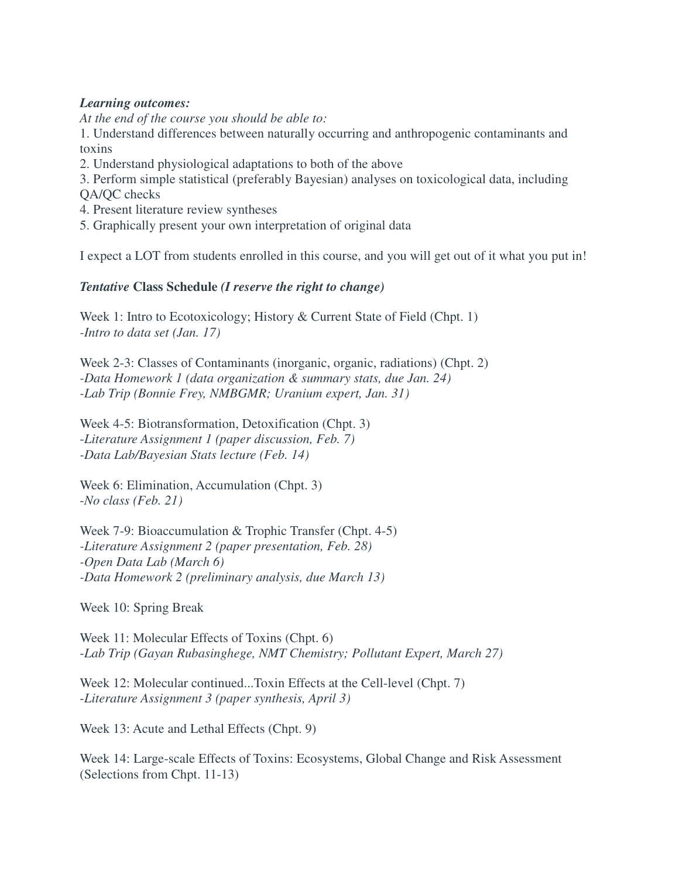***Learning outcomes:***
*At the end of the course you should be able to:*
1. Understand differences between naturally occurring and anthropogenic contaminants and toxins
2. Understand physiological adaptations to both of the above
3. Perform simple statistical (preferably Bayesian) analyses on toxicological data, including QA/QC checks
4. Present literature review syntheses
5. Graphically present your own interpretation of original data

I expect a LOT from students enrolled in this course, and you will get out of it what you put in!

***Tentative* Class Schedule *(I reserve the right to change)***

Week 1: Intro to Ecotoxicology; History & Current State of Field (Chpt. 1)
*-Intro to data set (Jan. 17)*

Week 2-3: Classes of Contaminants (inorganic, organic, radiations) (Chpt. 2)
*-Data Homework 1 (data organization & summary stats, due Jan. 24)*
*-Lab Trip (Bonnie Frey, NMBGMR; Uranium expert, Jan. 31)*

Week 4-5: Biotransformation, Detoxification (Chpt. 3)
*-Literature Assignment 1 (paper discussion, Feb. 7)*
*-Data Lab/Bayesian Stats lecture (Feb. 14)*

Week 6: Elimination, Accumulation (Chpt. 3)
*-No class (Feb. 21)*

Week 7-9: Bioaccumulation & Trophic Transfer (Chpt. 4-5)
*-Literature Assignment 2 (paper presentation, Feb. 28)*
*-Open Data Lab (March 6)*
*-Data Homework 2 (preliminary analysis, due March 13)*

Week 10: Spring Break

Week 11: Molecular Effects of Toxins (Chpt. 6)
*-Lab Trip (Gayan Rubasinghege, NMT Chemistry; Pollutant Expert, March 27)*

Week 12: Molecular continued...Toxin Effects at the Cell-level (Chpt. 7)
*-Literature Assignment 3 (paper synthesis, April 3)*

Week 13: Acute and Lethal Effects (Chpt. 9)

Week 14: Large-scale Effects of Toxins: Ecosystems, Global Change and Risk Assessment (Selections from Chpt. 11-13)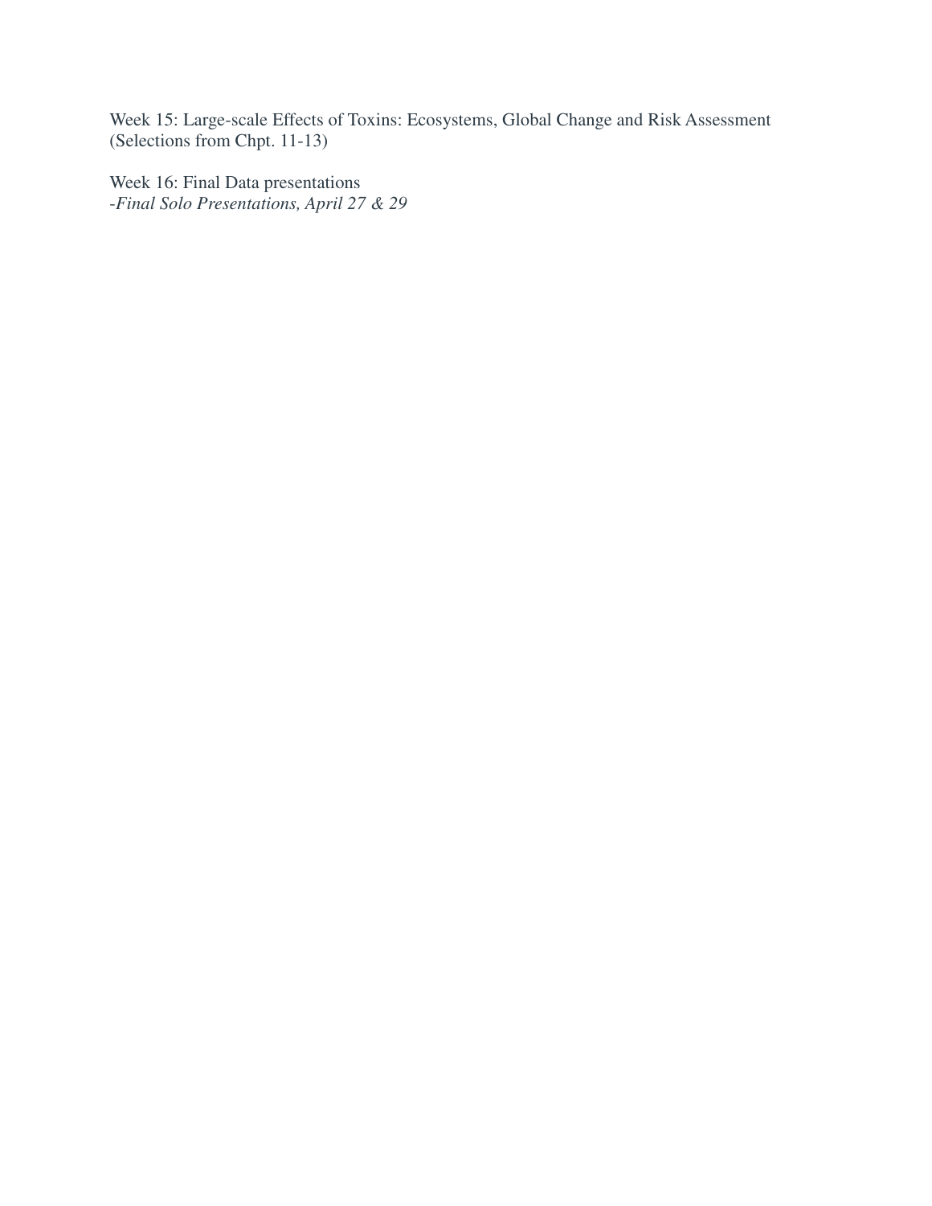Week 15: Large-scale Effects of Toxins: Ecosystems, Global Change and Risk Assessment (Selections from Chpt. 11-13)

Week 16: Final Data presentations
*-Final Solo Presentations, April 27 & 29*